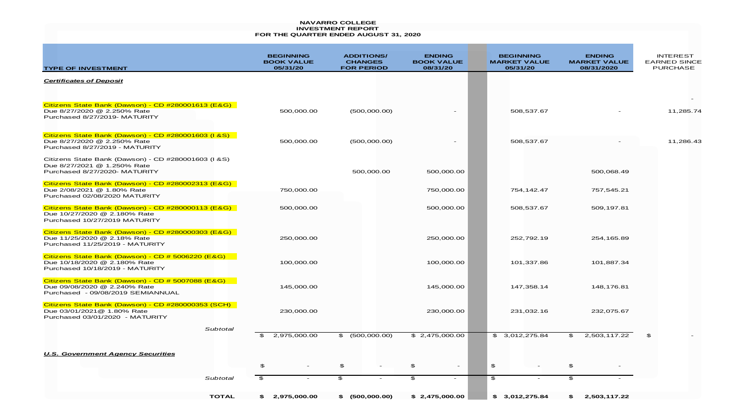**NAVARRO COLLEGE**
**INVESTMENT REPORT**
**FOR THE QUARTER ENDED AUGUST 31, 2020**

| TYPE OF INVESTMENT | BEGINNING BOOK VALUE 05/31/20 | ADDITIONS/ CHANGES FOR PERIOD | ENDING BOOK VALUE 08/31/20 | BEGINNING MARKET VALUE 05/31/20 | ENDING MARKET VALUE 08/31/2020 | INTEREST EARNED SINCE PURCHASE |
|---|---|---|---|---|---|---|
| ***Certificates of Deposit*** | | | | | | |
| | | | | | | - |
| Citizens State Bank (Dawson) - CD #280001613 (E&G) Due 8/27/2020 @ 2.250% Rate Purchased 8/27/2019- MATURITY | 500,000.00 | (500,000.00) | - | 508,537.67 | - | 11,285.74 |
| Citizens State Bank (Dawson) - CD #280001603 (I &S) Due 8/27/2020 @ 2.250% Rate Purchased 8/27/2019 - MATURITY | 500,000.00 | (500,000.00) | - | 508,537.67 | - | 11,286.43 |
| Citizens State Bank (Dawson) - CD #280001603 (I &S) Due 8/27/2021 @ 1.250% Rate Purchased 8/27/2020- MATURITY | | 500,000.00 | 500,000.00 | | 500,068.49 | |
| Citizens State Bank (Dawson) - CD #280002313 (E&G) Due 2/08/2021 @ 1.80% Rate Purchased 02/08/2020 MATURITY | 750,000.00 | | 750,000.00 | 754,142.47 | 757,545.21 | |
| Citizens State Bank (Dawson) - CD #280000113 (E&G) Due 10/27/2020 @ 2.180% Rate Purchased 10/27/2019 MATURITY | 500,000.00 | | 500,000.00 | 508,537.67 | 509,197.81 | |
| Citizens State Bank (Dawson) - CD #280000303 (E&G) Due 11/25/2020 @ 2.18% Rate Purchased 11/25/2019 - MATURITY | 250,000.00 | | 250,000.00 | 252,792.19 | 254,165.89 | |
| Citizens State Bank (Dawson) - CD # 5006220 (E&G) Due 10/18/2020 @ 2.180% Rate Purchased 10/18/2019 - MATURITY | 100,000.00 | | 100,000.00 | 101,337.86 | 101,887.34 | |
| Citizens State Bank (Dawson) - CD # 5007088 (E&G) Due 09/08/2020 @ 2.240% Rate Purchased - 09/08/2019 SEMIANNUAL | 145,000.00 | | 145,000.00 | 147,358.14 | 148,176.81 | |
| Citizens State Bank (Dawson) - CD #280000353 (SCH) Due 03/01/2021@ 1.80% Rate Purchased 03/01/2020 - MATURITY | 230,000.00 | | 230,000.00 | 231,032.16 | 232,075.67 | |
| *Subtotal* | $ 2,975,000.00 | $ (500,000.00) | $ 2,475,000.00 | $ 3,012,275.84 | $ 2,503,117.22 | $ - |
| ***U.S. Government Agency Securities*** | | | | | | |
| | $ - | $ - | $ - | $ - | $ - | |
| *Subtotal* | $ - | $ - | $ - | $ - | $ - | |
| **TOTAL** | **$ 2,975,000.00** | **$ (500,000.00)** | **$ 2,475,000.00** | **$ 3,012,275.84** | **$ 2,503,117.22** | |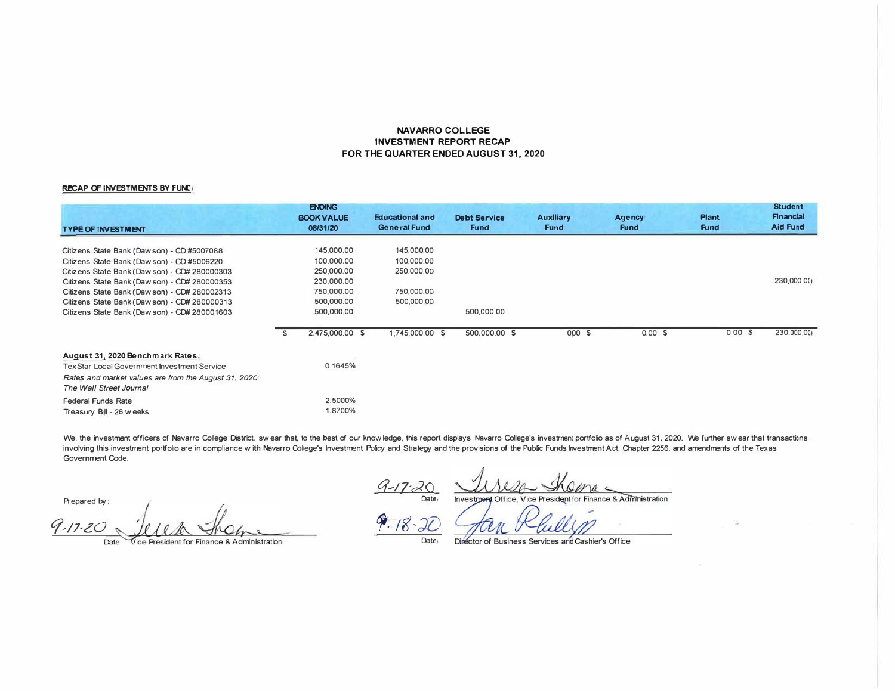# NAVARRO COLLEGE
## INVESTMENT REPORT RECAP
## FOR THE QUARTER ENDED AUGUST 31, 2020

**RECAP OF INVESTMENTS BY FUND**

| TYPE OF INVESTMENT | ENDING BOOK VALUE 08/31/20 | Educational and General Fund | Debt Service Fund | Auxiliary Fund | Agency Fund | Plant Fund | Student Financial Aid Fund |
|---|---|---|---|---|---|---|---|
| Citizens State Bank (Dawson) - CD #5007088 | 145,000.00 | 145,000.00 | | | | | |
| Citizens State Bank (Dawson) - CD #5006220 | 100,000.00 | 100,000.00 | | | | | |
| Citizens State Bank (Dawson) - CD# 280000303 | 250,000.00 | 250,000.00 | | | | | |
| Citizens State Bank (Dawson) - CD# 280000353 | 230,000.00 | | | | | | 230,000.00 |
| Citizens State Bank (Dawson) - CD# 280002313 | 750,000.00 | 750,000.00 | | | | | |
| Citizens State Bank (Dawson) - CD# 280000313 | 500,000.00 | 500,000.00 | | | | | |
| Citizens State Bank (Dawson) - CD# 280001603 | 500,000.00 | | 500,000.00 | | | | |
| | $ 2,475,000.00 | $ 1,745,000.00 | $ 500,000.00 | $ 0.00 | $ 0.00 | $ 0.00 | $ 230,000.00 |

**August 31, 2020 Benchmark Rates:**

| | |
|---|---|
| TexStar Local Government Investment Service | 0.1645% |
| *Rates and market values are from the August 31, 2020 The Wall Street Journal* | |
| Federal Funds Rate | 2.5000% |
| Treasury Bill - 26 weeks | 1.8700% |

We, the investment officers of Navarro College District, swear that, to the best of our knowledge, this report displays Navarro College's investment portfolio as of August 31, 2020. We further swear that transactions involving this investment portfolio are in compliance with Navarro College's Investment Policy and Strategy and the provisions of the Public Funds Investment Act, Chapter 2256, and amendments of the Texas Government Code.

Prepared by:

9-17-20 Teresa Thomas
Date Vice President for Finance & Administration

9-17-20 Teresa Thomas
Date Investment Office, Vice President for Finance & Administration

9-18-20 Jan Phillips
Date Director of Business Services and Cashier's Office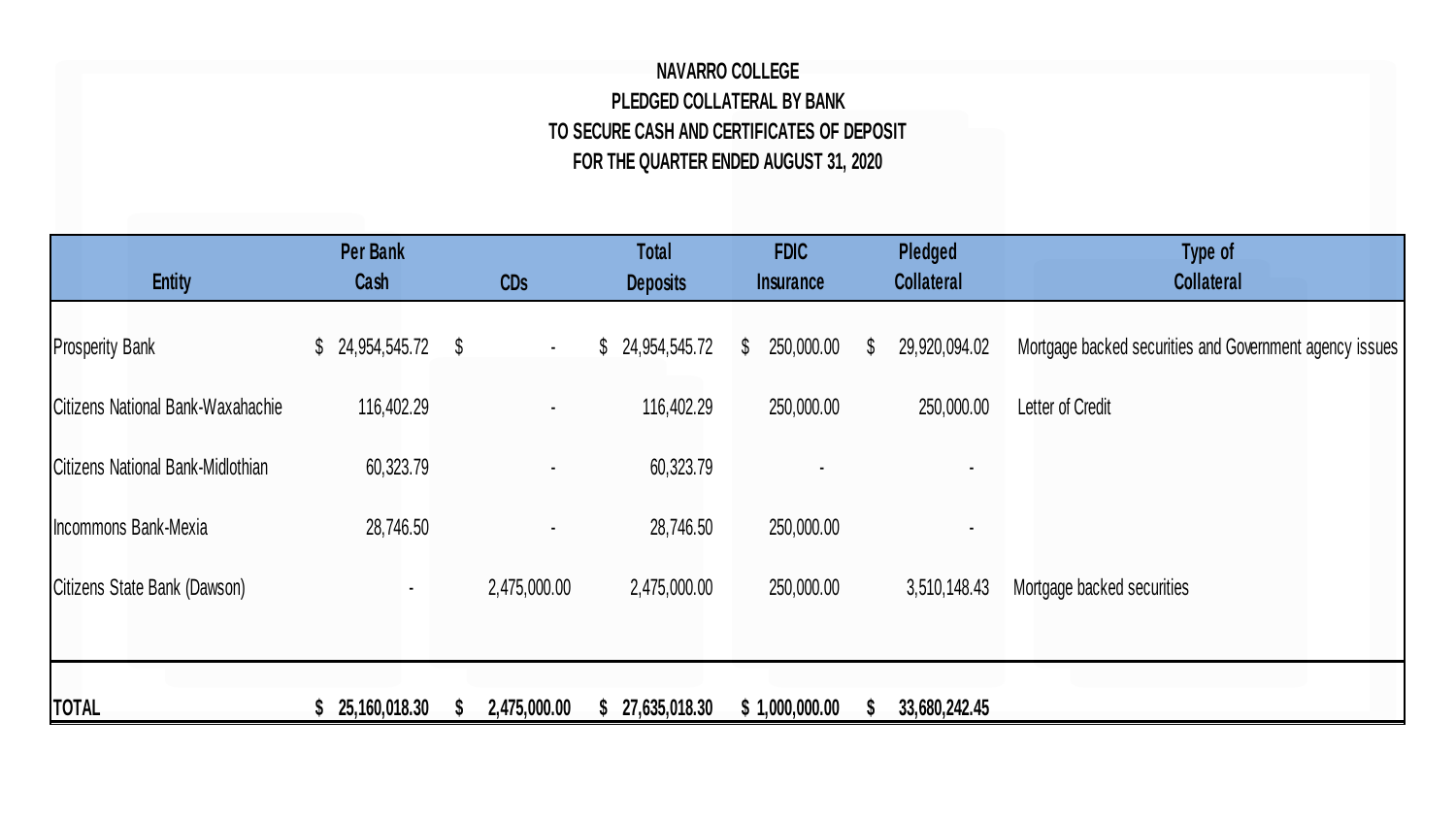# NAVARRO COLLEGE
## PLEDGED COLLATERAL BY BANK
## TO SECURE CASH AND CERTIFICATES OF DEPOSIT
## FOR THE QUARTER ENDED AUGUST 31, 2020

| Entity | Per Bank Cash | CDs | Total Deposits | FDIC Insurance | Pledged Collateral | Type of Collateral |
|---|---|---|---|---|---|---|
| Prosperity Bank | $ 24,954,545.72 | $ - | $ 24,954,545.72 | $ 250,000.00 | $ 29,920,094.02 | Mortgage backed securities and Government agency issues |
| Citizens National Bank-Waxahachie | 116,402.29 | - | 116,402.29 | 250,000.00 | 250,000.00 | Letter of Credit |
| Citizens National Bank-Midlothian | 60,323.79 | - | 60,323.79 | - | - | |
| Incommons Bank-Mexia | 28,746.50 | - | 28,746.50 | 250,000.00 | - | |
| Citizens State Bank (Dawson) | - | 2,475,000.00 | 2,475,000.00 | 250,000.00 | 3,510,148.43 | Mortgage backed securities |
| **TOTAL** | **$ 25,160,018.30** | **$ 2,475,000.00** | **$ 27,635,018.30** | **$ 1,000,000.00** | **$ 33,680,242.45** | |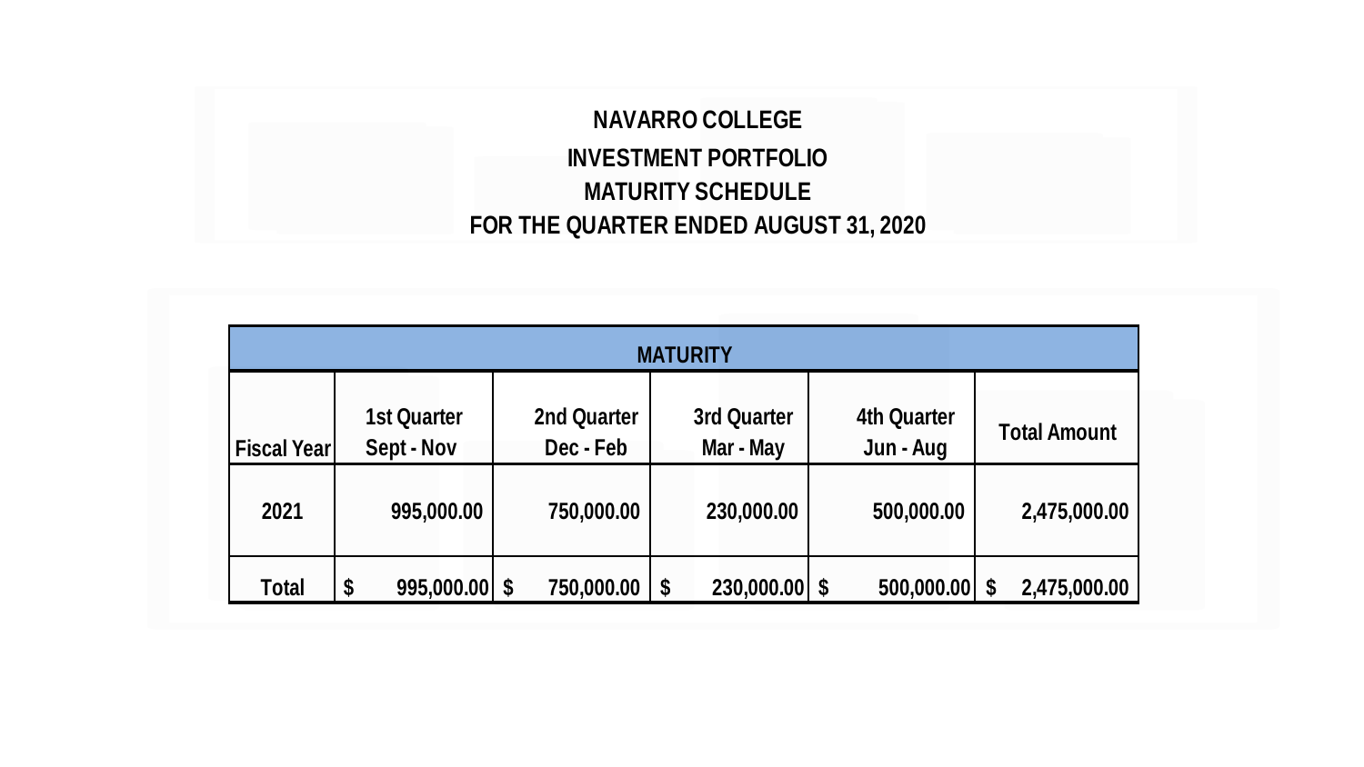# NAVARRO COLLEGE

## INVESTMENT PORTFOLIO

## MATURITY SCHEDULE

## FOR THE QUARTER ENDED AUGUST 31, 2020

| MATURITY | | | | | |
|---|---|---|---|---|---|
| Fiscal Year | 1st Quarter Sept - Nov | 2nd Quarter Dec - Feb | 3rd Quarter Mar - May | 4th Quarter Jun - Aug | Total Amount |
| 2021 | 995,000.00 | 750,000.00 | 230,000.00 | 500,000.00 | 2,475,000.00 |
| Total | $ 995,000.00 | $ 750,000.00 | $ 230,000.00 | $ 500,000.00 | $ 2,475,000.00 |